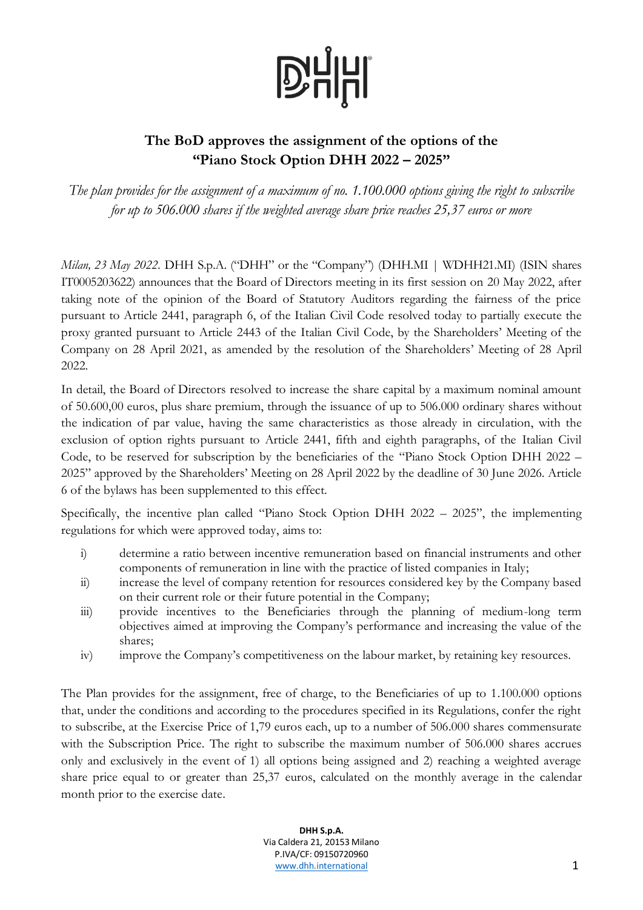# The BoD approves the assignment of the options of the "Piano Stock Option DHH 2022 – 2025"

*The plan provides for the assignment of a maximum of no. 1.100.000 options giving the right to subscribe for up to 506.000 shares if the weighted average share price reaches 25,37 euros or more*

*Milan, 23 May 2022.* DHH S.p.A. ("DHH" or the "Company") (DHH.MI | WDHH21.MI) (ISIN shares IT0005203622) announces that the Board of Directors meeting in its first session on 20 May 2022, after taking note of the opinion of the Board of Statutory Auditors regarding the fairness of the price pursuant to Article 2441, paragraph 6, of the Italian Civil Code resolved today to partially execute the proxy granted pursuant to Article 2443 of the Italian Civil Code, by the Shareholders' Meeting of the Company on 28 April 2021, as amended by the resolution of the Shareholders' Meeting of 28 April 2022.

In detail, the Board of Directors resolved to increase the share capital by a maximum nominal amount of 50.600,00 euros, plus share premium, through the issuance of up to 506.000 ordinary shares without the indication of par value, having the same characteristics as those already in circulation, with the exclusion of option rights pursuant to Article 2441, fifth and eighth paragraphs, of the Italian Civil Code, to be reserved for subscription by the beneficiaries of the "Piano Stock Option DHH 2022 – 2025" approved by the Shareholders' Meeting on 28 April 2022 by the deadline of 30 June 2026. Article 6 of the bylaws has been supplemented to this effect.

Specifically, the incentive plan called "Piano Stock Option DHH 2022 – 2025", the implementing regulations for which were approved today, aims to:

i) determine a ratio between incentive remuneration based on financial instruments and other components of remuneration in line with the practice of listed companies in Italy;
ii) increase the level of company retention for resources considered key by the Company based on their current role or their future potential in the Company;
iii) provide incentives to the Beneficiaries through the planning of medium-long term objectives aimed at improving the Company's performance and increasing the value of the shares;
iv) improve the Company's competitiveness on the labour market, by retaining key resources.

The Plan provides for the assignment, free of charge, to the Beneficiaries of up to 1.100.000 options that, under the conditions and according to the procedures specified in its Regulations, confer the right to subscribe, at the Exercise Price of 1,79 euros each, up to a number of 506.000 shares commensurate with the Subscription Price. The right to subscribe the maximum number of 506.000 shares accrues only and exclusively in the event of 1) all options being assigned and 2) reaching a weighted average share price equal to or greater than 25,37 euros, calculated on the monthly average in the calendar month prior to the exercise date.

**DHH S.p.A.**
Via Caldera 21, 20153 Milano
P.IVA/CF: 09150720960
www.dhh.international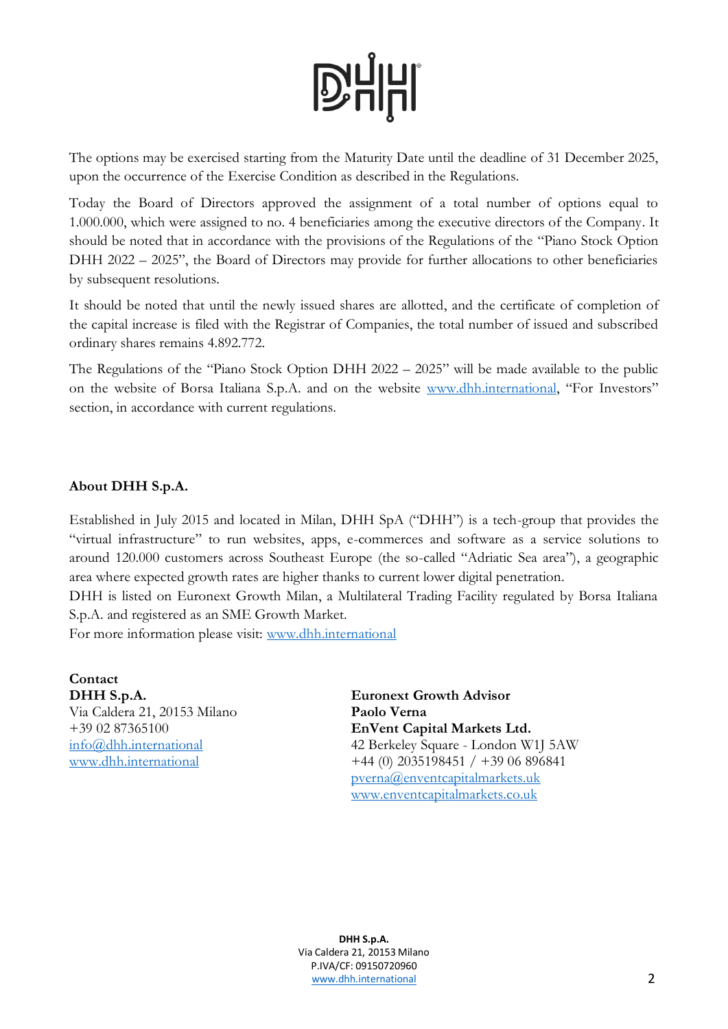The options may be exercised starting from the Maturity Date until the deadline of 31 December 2025, upon the occurrence of the Exercise Condition as described in the Regulations.

Today the Board of Directors approved the assignment of a total number of options equal to 1.000.000, which were assigned to no. 4 beneficiaries among the executive directors of the Company. It should be noted that in accordance with the provisions of the Regulations of the "Piano Stock Option DHH 2022 – 2025", the Board of Directors may provide for further allocations to other beneficiaries by subsequent resolutions.

It should be noted that until the newly issued shares are allotted, and the certificate of completion of the capital increase is filed with the Registrar of Companies, the total number of issued and subscribed ordinary shares remains 4.892.772.

The Regulations of the "Piano Stock Option DHH 2022 – 2025" will be made available to the public on the website of Borsa Italiana S.p.A. and on the website www.dhh.international, "For Investors" section, in accordance with current regulations.

**About DHH S.p.A.**

Established in July 2015 and located in Milan, DHH SpA ("DHH") is a tech-group that provides the "virtual infrastructure" to run websites, apps, e-commerces and software as a service solutions to around 120.000 customers across Southeast Europe (the so-called "Adriatic Sea area"), a geographic area where expected growth rates are higher thanks to current lower digital penetration.
DHH is listed on Euronext Growth Milan, a Multilateral Trading Facility regulated by Borsa Italiana S.p.A. and registered as an SME Growth Market.
For more information please visit: www.dhh.international

**Contact**
**DHH S.p.A.**
Via Caldera 21, 20153 Milano
+39 02 87365100
info@dhh.international
www.dhh.international

**Euronext Growth Advisor**
**Paolo Verna**
**EnVent Capital Markets Ltd.**
42 Berkeley Square - London W1J 5AW
+44 (0) 2035198451 / +39 06 896841
pverna@enventcapitalmarkets.uk
www.enventcapitalmarkets.co.uk

**DHH S.p.A.**
Via Caldera 21, 20153 Milano
P.IVA/CF: 09150720960
www.dhh.international